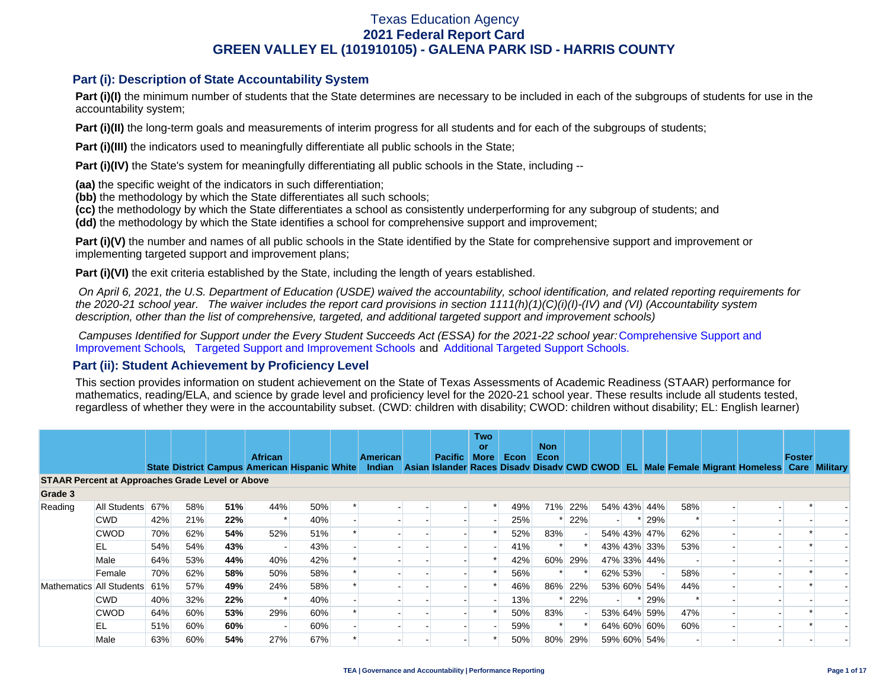# Texas Education Agency
## 2021 Federal Report Card
## GREEN VALLEY EL (101910105) - GALENA PARK ISD - HARRIS COUNTY

### Part (i): Description of State Accountability System

**Part (i)(I)** the minimum number of students that the State determines are necessary to be included in each of the subgroups of students for use in the accountability system;

**Part (i)(II)** the long-term goals and measurements of interim progress for all students and for each of the subgroups of students;

**Part (i)(III)** the indicators used to meaningfully differentiate all public schools in the State;

**Part (i)(IV)** the State's system for meaningfully differentiating all public schools in the State, including --

**(aa)** the specific weight of the indicators in such differentiation;
**(bb)** the methodology by which the State differentiates all such schools;
**(cc)** the methodology by which the State differentiates a school as consistently underperforming for any subgroup of students; and
**(dd)** the methodology by which the State identifies a school for comprehensive support and improvement;

**Part (i)(V)** the number and names of all public schools in the State identified by the State for comprehensive support and improvement or implementing targeted support and improvement plans;

**Part (i)(VI)** the exit criteria established by the State, including the length of years established.

*On April 6, 2021, the U.S. Department of Education (USDE) waived the accountability, school identification, and related reporting requirements for the 2020-21 school year. The waiver includes the report card provisions in section 1111(h)(1)(C)(i)(I)-(IV) and (VI) (Accountability system description, other than the list of comprehensive, targeted, and additional targeted support and improvement schools)*

*Campuses Identified for Support under the Every Student Succeeds Act (ESSA) for the 2021-22 school year:* Comprehensive Support and Improvement Schools, Targeted Support and Improvement Schools and Additional Targeted Support Schools.

### Part (ii): Student Achievement by Proficiency Level

This section provides information on student achievement on the State of Texas Assessments of Academic Readiness (STAAR) performance for mathematics, reading/ELA, and science by grade level and proficiency level for the 2020-21 school year. These results include all students tested, regardless of whether they were in the accountability subset. (CWD: children with disability; CWOD: children without disability; EL: English learner)

| | | State | District | Campus | African American | Hispanic | White | American Indian | Asian | Pacific Islander | Two or More Races | Econ Disadv | Non Econ Disadv | CWD | CWOD | EL | Male | Female | Migrant | Homeless | Foster Care | Military |
|---|---|---|---|---|---|---|---|---|---|---|---|---|---|---|---|---|---|---|---|---|---|---|
| **STAAR Percent at Approaches Grade Level or Above** | | | | | | | | | | | | | | | | | | | | | | |
| **Grade 3** | | | | | | | | | | | | | | | | | | | | | | |
| Reading | All Students | 67% | 58% | **51%** | 44% | 50% | * | - | - | - | * | 49% | 71% | 22% | 54% | 43% | 44% | 58% | - | - | * | - |
| | CWD | 42% | 21% | **22%** | * | 40% | - | - | - | - | - | 25% | * | 22% | - | * | 29% | * | - | - | - | - |
| | CWOD | 70% | 62% | **54%** | 52% | 51% | * | - | - | - | * | 52% | 83% | - | 54% | 43% | 47% | 62% | - | - | * | - |
| | EL | 54% | 54% | **43%** | - | 43% | - | - | - | - | - | 41% | * | * | 43% | 43% | 33% | 53% | - | - | * | - |
| | Male | 64% | 53% | **44%** | 40% | 42% | * | - | - | - | * | 42% | 60% | 29% | 47% | 33% | 44% | - | - | - | - | - |
| | Female | 70% | 62% | **58%** | 50% | 58% | * | - | - | - | * | 56% | * | * | 62% | 53% | - | 58% | - | - | * | - |
| Mathematics | All Students | 61% | 57% | **49%** | 24% | 58% | * | - | - | - | * | 46% | 86% | 22% | 53% | 60% | 54% | 44% | - | - | * | - |
| | CWD | 40% | 32% | **22%** | * | 40% | - | - | - | - | - | 13% | * | 22% | - | * | 29% | * | - | - | - | - |
| | CWOD | 64% | 60% | **53%** | 29% | 60% | * | - | - | - | * | 50% | 83% | - | 53% | 64% | 59% | 47% | - | - | * | - |
| | EL | 51% | 60% | **60%** | - | 60% | - | - | - | - | - | 59% | * | * | 64% | 60% | 60% | 60% | - | - | * | - |
| | Male | 63% | 60% | **54%** | 27% | 67% | * | - | - | - | * | 50% | 80% | 29% | 59% | 60% | 54% | - | - | - | - | - |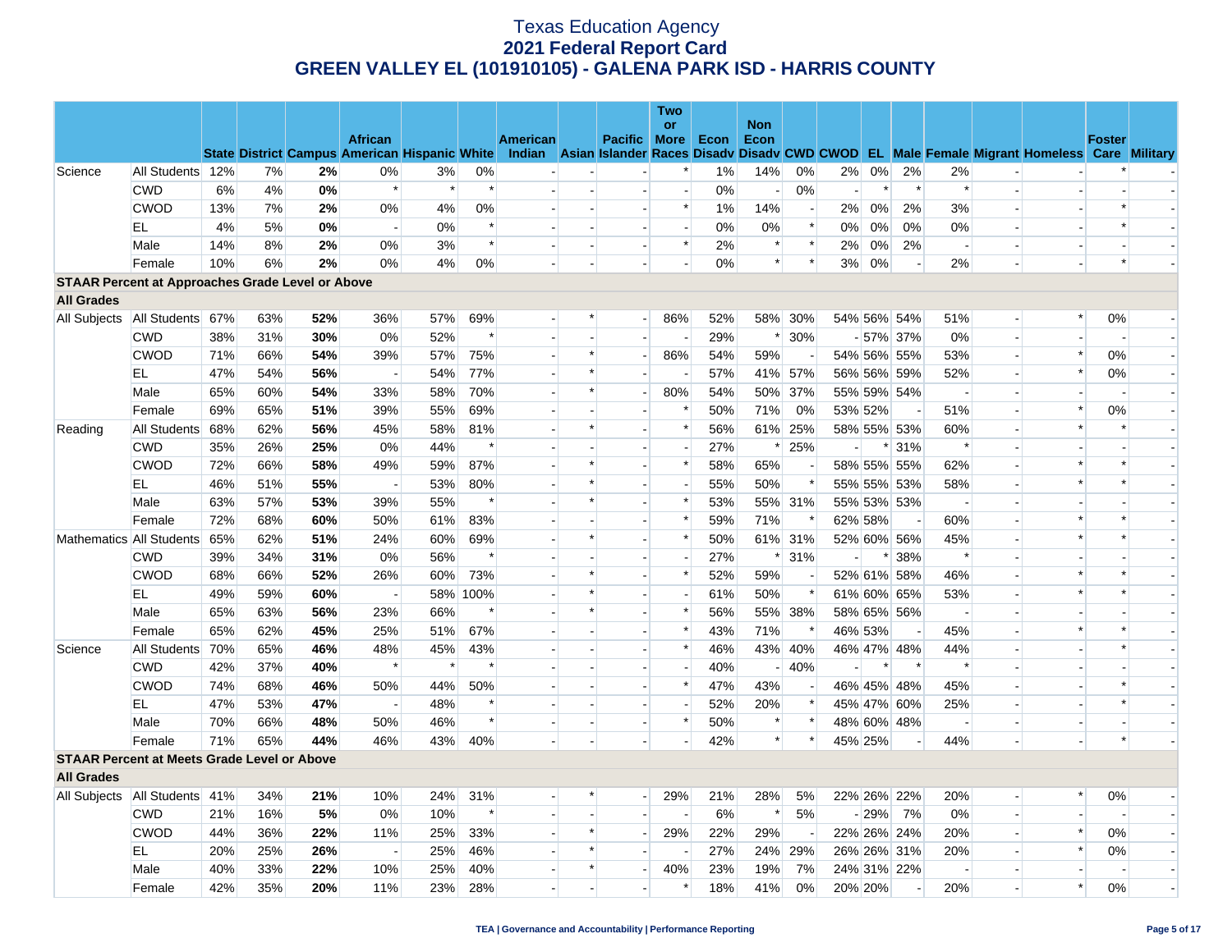# Texas Education Agency
## 2021 Federal Report Card
## GREEN VALLEY EL (101910105) - GALENA PARK ISD - HARRIS COUNTY

| | | State | District | Campus | African American | Hispanic | White | American Indian | Asian | Pacific Islander | Two or More Races | Econ Disadv | Non Econ Disadv | CWD | CWOD | EL | Male | Female | Migrant | Homeless | Foster Care | Military |
|---|---|---|---|---|---|---|---|---|---|---|---|---|---|---|---|---|---|---|---|---|---|---|
| Science | All Students | 12% | 7% | **2%** | 0% | 3% | 0% | - | - | - | * | 1% | 14% | 0% | 2% | 0% | 2% | 2% | - | - | * | - |
| | CWD | 6% | 4% | **0%** | * | * | * | - | - | - | - | 0% | - | 0% | - | * | * | * | - | - | - | - |
| | CWOD | 13% | 7% | **2%** | 0% | 4% | 0% | - | - | - | * | 1% | 14% | - | 2% | 0% | 2% | 3% | - | - | * | - |
| | EL | 4% | 5% | **0%** | - | 0% | * | - | - | - | - | 0% | 0% | * | 0% | 0% | 0% | 0% | - | - | * | - |
| | Male | 14% | 8% | **2%** | 0% | 3% | * | - | - | - | * | 2% | * | * | 2% | 0% | 2% | - | - | - | - | - |
| | Female | 10% | 6% | **2%** | 0% | 4% | 0% | - | - | - | - | 0% | * | * | 3% | 0% | - | 2% | - | - | * | - |
| **STAAR Percent at Approaches Grade Level or Above** | | | | | | | | | | | | | | | | | | | | | | |
| **All Grades** | | | | | | | | | | | | | | | | | | | | | | |
| All Subjects | All Students | 67% | 63% | **52%** | 36% | 57% | 69% | - | * | - | 86% | 52% | 58% | 30% | 54% | 56% | 54% | 51% | - | * | 0% | - |
| | CWD | 38% | 31% | **30%** | 0% | 52% | * | - | - | - | - | 29% | * | 30% | - | 57% | 37% | 0% | - | - | - | - |
| | CWOD | 71% | 66% | **54%** | 39% | 57% | 75% | - | * | - | 86% | 54% | 59% | - | 54% | 56% | 55% | 53% | - | * | 0% | - |
| | EL | 47% | 54% | **56%** | - | 54% | 77% | - | * | - | - | 57% | 41% | 57% | 56% | 56% | 59% | 52% | - | * | 0% | - |
| | Male | 65% | 60% | **54%** | 33% | 58% | 70% | - | * | - | 80% | 54% | 50% | 37% | 55% | 59% | 54% | - | - | - | - | - |
| | Female | 69% | 65% | **51%** | 39% | 55% | 69% | - | - | - | * | 50% | 71% | 0% | 53% | 52% | - | 51% | - | * | 0% | - |
| Reading | All Students | 68% | 62% | **56%** | 45% | 58% | 81% | - | * | - | * | 56% | 61% | 25% | 58% | 55% | 53% | 60% | - | * | * | - |
| | CWD | 35% | 26% | **25%** | 0% | 44% | * | - | - | - | - | 27% | * | 25% | - | * | 31% | * | - | - | - | - |
| | CWOD | 72% | 66% | **58%** | 49% | 59% | 87% | - | * | - | * | 58% | 65% | - | 58% | 55% | 55% | 62% | - | * | * | - |
| | EL | 46% | 51% | **55%** | - | 53% | 80% | - | * | - | - | 55% | 50% | * | 55% | 55% | 53% | 58% | - | * | * | - |
| | Male | 63% | 57% | **53%** | 39% | 55% | * | - | * | - | * | 53% | 55% | 31% | 55% | 53% | 53% | - | - | - | - | - |
| | Female | 72% | 68% | **60%** | 50% | 61% | 83% | - | - | - | * | 59% | 71% | * | 62% | 58% | - | 60% | - | * | * | - |
| Mathematics | All Students | 65% | 62% | **51%** | 24% | 60% | 69% | - | * | - | * | 50% | 61% | 31% | 52% | 60% | 56% | 45% | - | * | * | - |
| | CWD | 39% | 34% | **31%** | 0% | 56% | * | - | - | - | - | 27% | * | 31% | - | * | 38% | * | - | - | - | - |
| | CWOD | 68% | 66% | **52%** | 26% | 60% | 73% | - | * | - | * | 52% | 59% | - | 52% | 61% | 58% | 46% | - | * | * | - |
| | EL | 49% | 59% | **60%** | - | 58% | 100% | - | * | - | - | 61% | 50% | * | 61% | 60% | 65% | 53% | - | * | * | - |
| | Male | 65% | 63% | **56%** | 23% | 66% | * | - | * | - | * | 56% | 55% | 38% | 58% | 65% | 56% | - | - | - | - | - |
| | Female | 65% | 62% | **45%** | 25% | 51% | 67% | - | - | - | * | 43% | 71% | * | 46% | 53% | - | 45% | - | * | * | - |
| Science | All Students | 70% | 65% | **46%** | 48% | 45% | 43% | - | - | - | * | 46% | 43% | 40% | 46% | 47% | 48% | 44% | - | - | * | - |
| | CWD | 42% | 37% | **40%** | * | * | * | - | - | - | - | 40% | - | 40% | - | * | * | * | - | - | - | - |
| | CWOD | 74% | 68% | **46%** | 50% | 44% | 50% | - | - | - | * | 47% | 43% | - | 46% | 45% | 48% | 45% | - | - | * | - |
| | EL | 47% | 53% | **47%** | - | 48% | * | - | - | - | - | 52% | 20% | * | 45% | 47% | 60% | 25% | - | - | * | - |
| | Male | 70% | 66% | **48%** | 50% | 46% | * | - | - | - | * | 50% | * | * | 48% | 60% | 48% | - | - | - | - | - |
| | Female | 71% | 65% | **44%** | 46% | 43% | 40% | - | - | - | - | 42% | * | * | 45% | 25% | - | 44% | - | - | * | - |
| **STAAR Percent at Meets Grade Level or Above** | | | | | | | | | | | | | | | | | | | | | | |
| **All Grades** | | | | | | | | | | | | | | | | | | | | | | |
| All Subjects | All Students | 41% | 34% | **21%** | 10% | 24% | 31% | - | * | - | 29% | 21% | 28% | 5% | 22% | 26% | 22% | 20% | - | * | 0% | - |
| | CWD | 21% | 16% | **5%** | 0% | 10% | * | - | - | - | - | 6% | * | 5% | - | 29% | 7% | 0% | - | - | - | - |
| | CWOD | 44% | 36% | **22%** | 11% | 25% | 33% | - | * | - | 29% | 22% | 29% | - | 22% | 26% | 24% | 20% | - | * | 0% | - |
| | EL | 20% | 25% | **26%** | - | 25% | 46% | - | * | - | - | 27% | 24% | 29% | 26% | 26% | 31% | 20% | - | * | 0% | - |
| | Male | 40% | 33% | **22%** | 10% | 25% | 40% | - | * | - | 40% | 23% | 19% | 7% | 24% | 31% | 22% | - | - | - | - | - |
| | Female | 42% | 35% | **20%** | 11% | 23% | 28% | - | - | - | * | 18% | 41% | 0% | 20% | 20% | - | 20% | - | * | 0% | - |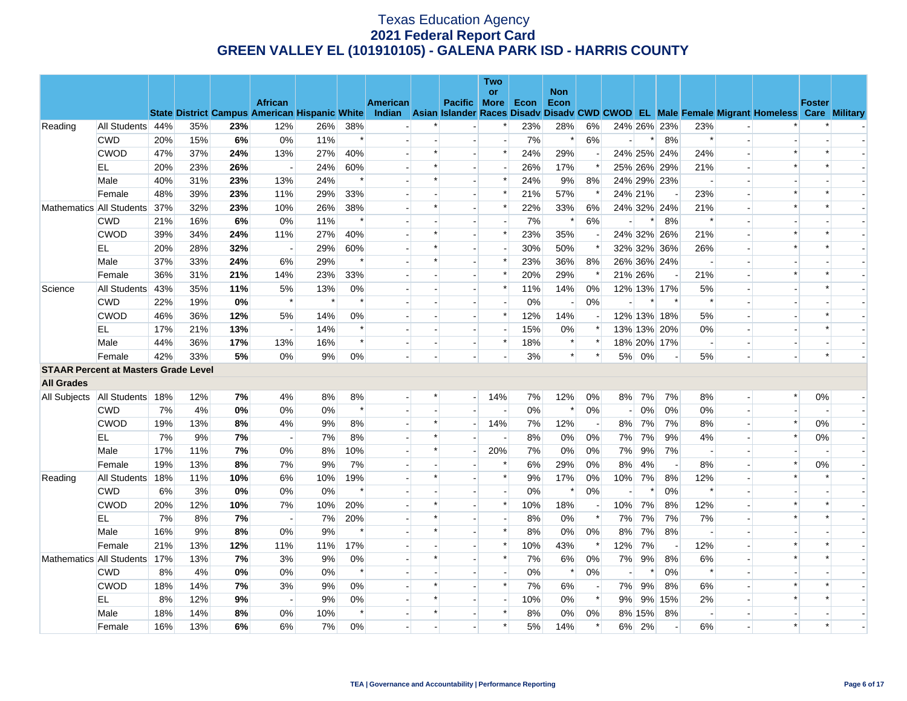# Texas Education Agency
## 2021 Federal Report Card
## GREEN VALLEY EL (101910105) - GALENA PARK ISD - HARRIS COUNTY

| | | State | District | Campus | African American | Hispanic | White | American Indian | Asian | Pacific Islander | Two or More Races | Econ Disadv | Non Econ Disadv | CWD | CWOD | EL | Male | Female | Migrant | Homeless | Foster Care | Military |
|---|---|---|---|---|---|---|---|---|---|---|---|---|---|---|---|---|---|---|---|---|---|---|
| Reading | All Students | 44% | 35% | **23%** | 12% | 26% | 38% | - | * | - | * | 23% | 28% | 6% | 24% | 26% | 23% | 23% | - | * | * | - |
| | CWD | 20% | 15% | **6%** | 0% | 11% | * | - | - | - | - | 7% | * | 6% | - | * | 8% | * | - | - | - | - |
| | CWOD | 47% | 37% | **24%** | 13% | 27% | 40% | - | * | - | * | 24% | 29% | - | 24% | 25% | 24% | 24% | - | * | * | - |
| | EL | 20% | 23% | **26%** | - | 24% | 60% | - | * | - | - | 26% | 17% | * | 25% | 26% | 29% | 21% | - | * | * | - |
| | Male | 40% | 31% | **23%** | 13% | 24% | * | - | * | - | * | 24% | 9% | 8% | 24% | 29% | 23% | - | - | - | - | - |
| | Female | 48% | 39% | **23%** | 11% | 29% | 33% | - | - | - | * | 21% | 57% | * | 24% | 21% | - | 23% | - | * | * | - |
| Mathematics | All Students | 37% | 32% | **23%** | 10% | 26% | 38% | - | * | - | * | 22% | 33% | 6% | 24% | 32% | 24% | 21% | - | * | * | - |
| | CWD | 21% | 16% | **6%** | 0% | 11% | * | - | - | - | - | 7% | * | 6% | - | * | 8% | * | - | - | - | - |
| | CWOD | 39% | 34% | **24%** | 11% | 27% | 40% | - | * | - | * | 23% | 35% | - | 24% | 32% | 26% | 21% | - | * | * | - |
| | EL | 20% | 28% | **32%** | - | 29% | 60% | - | * | - | - | 30% | 50% | * | 32% | 32% | 36% | 26% | - | * | * | - |
| | Male | 37% | 33% | **24%** | 6% | 29% | * | - | * | - | * | 23% | 36% | 8% | 26% | 36% | 24% | - | - | - | - | - |
| | Female | 36% | 31% | **21%** | 14% | 23% | 33% | - | - | - | * | 20% | 29% | * | 21% | 26% | - | 21% | - | * | * | - |
| Science | All Students | 43% | 35% | **11%** | 5% | 13% | 0% | - | - | - | * | 11% | 14% | 0% | 12% | 13% | 17% | 5% | - | - | * | - |
| | CWD | 22% | 19% | **0%** | * | * | * | - | - | - | - | 0% | - | 0% | - | * | * | * | - | - | - | - |
| | CWOD | 46% | 36% | **12%** | 5% | 14% | 0% | - | - | - | * | 12% | 14% | - | 12% | 13% | 18% | 5% | - | - | * | - |
| | EL | 17% | 21% | **13%** | - | 14% | * | - | - | - | - | 15% | 0% | * | 13% | 13% | 20% | 0% | - | - | * | - |
| | Male | 44% | 36% | **17%** | 13% | 16% | * | - | - | - | * | 18% | * | * | 18% | 20% | 17% | - | - | - | - | - |
| | Female | 42% | 33% | **5%** | 0% | 9% | 0% | - | - | - | - | 3% | * | * | 5% | 0% | - | 5% | - | - | * | - |
| **STAAR Percent at Masters Grade Level** | | | | | | | | | | | | | | | | | | | | | | |
| **All Grades** | | | | | | | | | | | | | | | | | | | | | | |
| All Subjects | All Students | 18% | 12% | **7%** | 4% | 8% | 8% | - | * | - | 14% | 7% | 12% | 0% | 8% | 7% | 7% | 8% | - | * | 0% | - |
| | CWD | 7% | 4% | **0%** | 0% | 0% | * | - | - | - | - | 0% | * | 0% | - | 0% | 0% | 0% | - | - | - | - |
| | CWOD | 19% | 13% | **8%** | 4% | 9% | 8% | - | * | - | 14% | 7% | 12% | - | 8% | 7% | 7% | 8% | - | * | 0% | - |
| | EL | 7% | 9% | **7%** | - | 7% | 8% | - | * | - | - | 8% | 0% | 0% | 7% | 7% | 9% | 4% | - | * | 0% | - |
| | Male | 17% | 11% | **7%** | 0% | 8% | 10% | - | * | - | 20% | 7% | 0% | 0% | 7% | 9% | 7% | - | - | - | - | - |
| | Female | 19% | 13% | **8%** | 7% | 9% | 7% | - | - | - | * | 6% | 29% | 0% | 8% | 4% | - | 8% | - | * | 0% | - |
| Reading | All Students | 18% | 11% | **10%** | 6% | 10% | 19% | - | * | - | * | 9% | 17% | 0% | 10% | 7% | 8% | 12% | - | * | * | - |
| | CWD | 6% | 3% | **0%** | 0% | 0% | * | - | - | - | - | 0% | * | 0% | - | * | 0% | * | - | - | - | - |
| | CWOD | 20% | 12% | **10%** | 7% | 10% | 20% | - | * | - | * | 10% | 18% | - | 10% | 7% | 8% | 12% | - | * | * | - |
| | EL | 7% | 8% | **7%** | - | 7% | 20% | - | * | - | - | 8% | 0% | * | 7% | 7% | 7% | 7% | - | * | * | - |
| | Male | 16% | 9% | **8%** | 0% | 9% | * | - | * | - | * | 8% | 0% | 0% | 8% | 7% | 8% | - | - | - | - | - |
| | Female | 21% | 13% | **12%** | 11% | 11% | 17% | - | - | - | * | 10% | 43% | * | 12% | 7% | - | 12% | - | * | * | - |
| Mathematics | All Students | 17% | 13% | **7%** | 3% | 9% | 0% | - | * | - | * | 7% | 6% | 0% | 7% | 9% | 8% | 6% | - | * | * | - |
| | CWD | 8% | 4% | **0%** | 0% | 0% | * | - | - | - | - | 0% | * | 0% | - | * | 0% | * | - | - | - | - |
| | CWOD | 18% | 14% | **7%** | 3% | 9% | 0% | - | * | - | * | 7% | 6% | - | 7% | 9% | 8% | 6% | - | * | * | - |
| | EL | 8% | 12% | **9%** | - | 9% | 0% | - | * | - | - | 10% | 0% | * | 9% | 9% | 15% | 2% | - | * | * | - |
| | Male | 18% | 14% | **8%** | 0% | 10% | * | - | * | - | * | 8% | 0% | 0% | 8% | 15% | 8% | - | - | - | - | - |
| | Female | 16% | 13% | **6%** | 6% | 7% | 0% | - | - | - | * | 5% | 14% | * | 6% | 2% | - | 6% | - | * | * | - |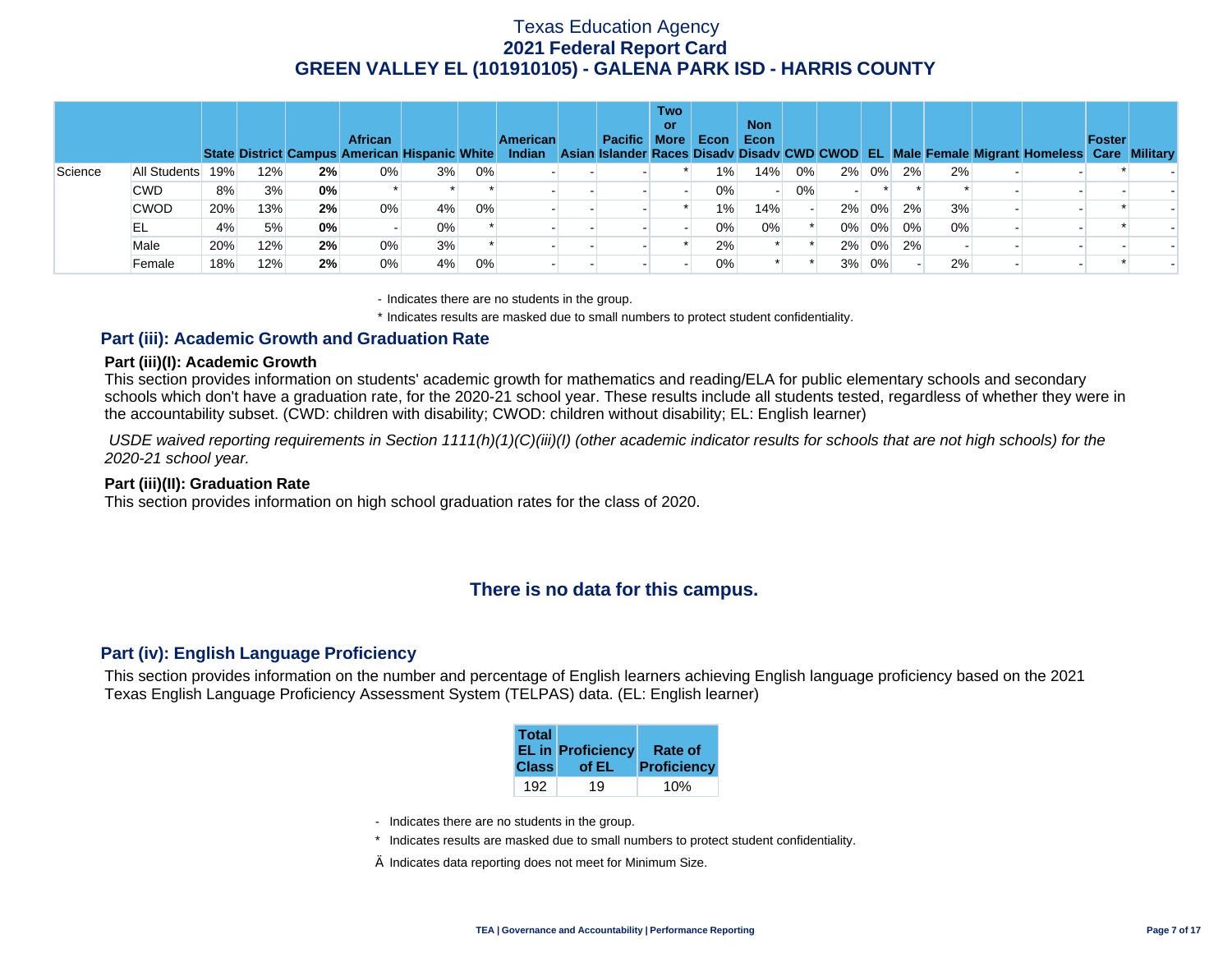# Texas Education Agency
## 2021 Federal Report Card
## GREEN VALLEY EL (101910105) - GALENA PARK ISD - HARRIS COUNTY

| | | State | District | Campus | African American | Hispanic | White | American Indian | Asian | Pacific Islander | Two or More Races | Econ Disadv | Non Econ Disadv | CWD | CWOD | EL | Male | Female | Migrant | Homeless | Foster Care | Military |
|---|---|---|---|---|---|---|---|---|---|---|---|---|---|---|---|---|---|---|---|---|---|---|
| Science | All Students | 19% | 12% | **2%** | 0% | 3% | 0% | - | - | - | * | 1% | 14% | 0% | 2% | 0% | 2% | 2% | - | - | * | - |
| | CWD | 8% | 3% | **0%** | * | * | * | - | - | - | - | 0% | - | 0% | - | * | * | * | - | - | - | - |
| | CWOD | 20% | 13% | **2%** | 0% | 4% | 0% | - | - | - | * | 1% | 14% | - | 2% | 0% | 2% | 3% | - | - | * | - |
| | EL | 4% | 5% | **0%** | - | 0% | * | - | - | - | - | 0% | 0% | * | 0% | 0% | 0% | 0% | - | - | * | - |
| | Male | 20% | 12% | **2%** | 0% | 3% | * | - | - | - | * | 2% | * | * | 2% | 0% | 2% | - | - | - | - | - |
| | Female | 18% | 12% | **2%** | 0% | 4% | 0% | - | - | - | - | 0% | * | * | 3% | 0% | - | 2% | - | - | * | - |

- Indicates there are no students in the group.

\* Indicates results are masked due to small numbers to protect student confidentiality.

## Part (iii): Academic Growth and Graduation Rate

### Part (iii)(I): Academic Growth

This section provides information on students' academic growth for mathematics and reading/ELA for public elementary schools and secondary schools which don't have a graduation rate, for the 2020-21 school year. These results include all students tested, regardless of whether they were in the accountability subset. (CWD: children with disability; CWOD: children without disability; EL: English learner)

*USDE waived reporting requirements in Section 1111(h)(1)(C)(iii)(I) (other academic indicator results for schools that are not high schools) for the 2020-21 school year.*

### Part (iii)(II): Graduation Rate

This section provides information on high school graduation rates for the class of 2020.

**There is no data for this campus.**

## Part (iv): English Language Proficiency

This section provides information on the number and percentage of English learners achieving English language proficiency based on the 2021 Texas English Language Proficiency Assessment System (TELPAS) data. (EL: English learner)

| Total EL in Class | Proficiency of EL | Rate of Proficiency |
|---|---|---|
| 192 | 19 | 10% |

- Indicates there are no students in the group.

\* Indicates results are masked due to small numbers to protect student confidentiality.

Ä Indicates data reporting does not meet for Minimum Size.